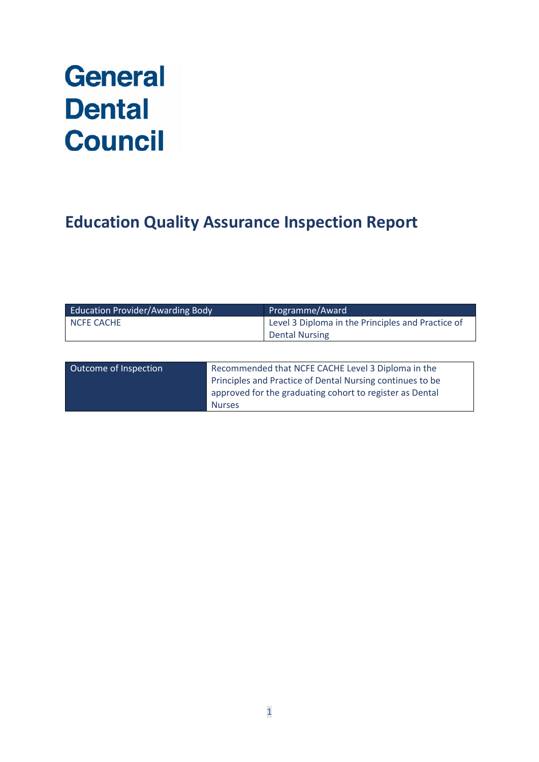# General Dental Council

## Education Quality Assurance Inspection Report

| Education Provider/Awarding Body | Programme/Award |
|---|---|
| NCFE CACHE | Level 3 Diploma in the Principles and Practice of Dental Nursing |

| Outcome of Inspection | Recommended that NCFE CACHE Level 3 Diploma in the Principles and Practice of Dental Nursing continues to be approved for the graduating cohort to register as Dental Nurses |
|---|---|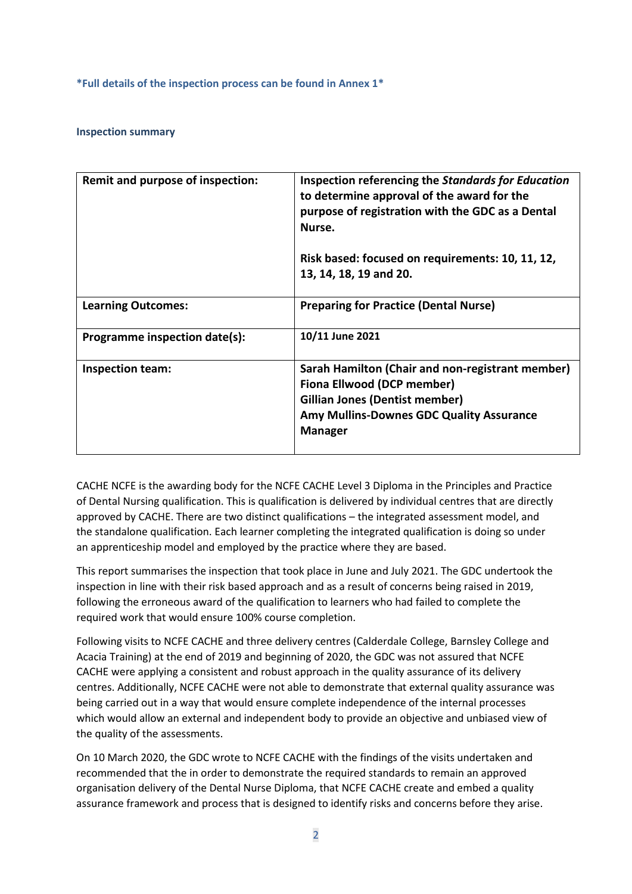**\*Full details of the inspection process can be found in Annex 1\***

**Inspection summary**

| **Remit and purpose of inspection:** | **Inspection referencing the *Standards for Education* to determine approval of the award for the purpose of registration with the GDC as a Dental Nurse.**<br><br>**Risk based: focused on requirements: 10, 11, 12, 13, 14, 18, 19 and 20.** |
|---|---|
| **Learning Outcomes:** | **Preparing for Practice (Dental Nurse)** |
| **Programme inspection date(s):** | **10/11 June 2021** |
| **Inspection team:** | **Sarah Hamilton (Chair and non-registrant member)**<br>**Fiona Ellwood (DCP member)**<br>**Gillian Jones (Dentist member)**<br>**Amy Mullins-Downes GDC Quality Assurance Manager** |

CACHE NCFE is the awarding body for the NCFE CACHE Level 3 Diploma in the Principles and Practice of Dental Nursing qualification. This is qualification is delivered by individual centres that are directly approved by CACHE. There are two distinct qualifications – the integrated assessment model, and the standalone qualification. Each learner completing the integrated qualification is doing so under an apprenticeship model and employed by the practice where they are based.

This report summarises the inspection that took place in June and July 2021. The GDC undertook the inspection in line with their risk based approach and as a result of concerns being raised in 2019, following the erroneous award of the qualification to learners who had failed to complete the required work that would ensure 100% course completion.

Following visits to NCFE CACHE and three delivery centres (Calderdale College, Barnsley College and Acacia Training) at the end of 2019 and beginning of 2020, the GDC was not assured that NCFE CACHE were applying a consistent and robust approach in the quality assurance of its delivery centres. Additionally, NCFE CACHE were not able to demonstrate that external quality assurance was being carried out in a way that would ensure complete independence of the internal processes which would allow an external and independent body to provide an objective and unbiased view of the quality of the assessments.

On 10 March 2020, the GDC wrote to NCFE CACHE with the findings of the visits undertaken and recommended that the in order to demonstrate the required standards to remain an approved organisation delivery of the Dental Nurse Diploma, that NCFE CACHE create and embed a quality assurance framework and process that is designed to identify risks and concerns before they arise.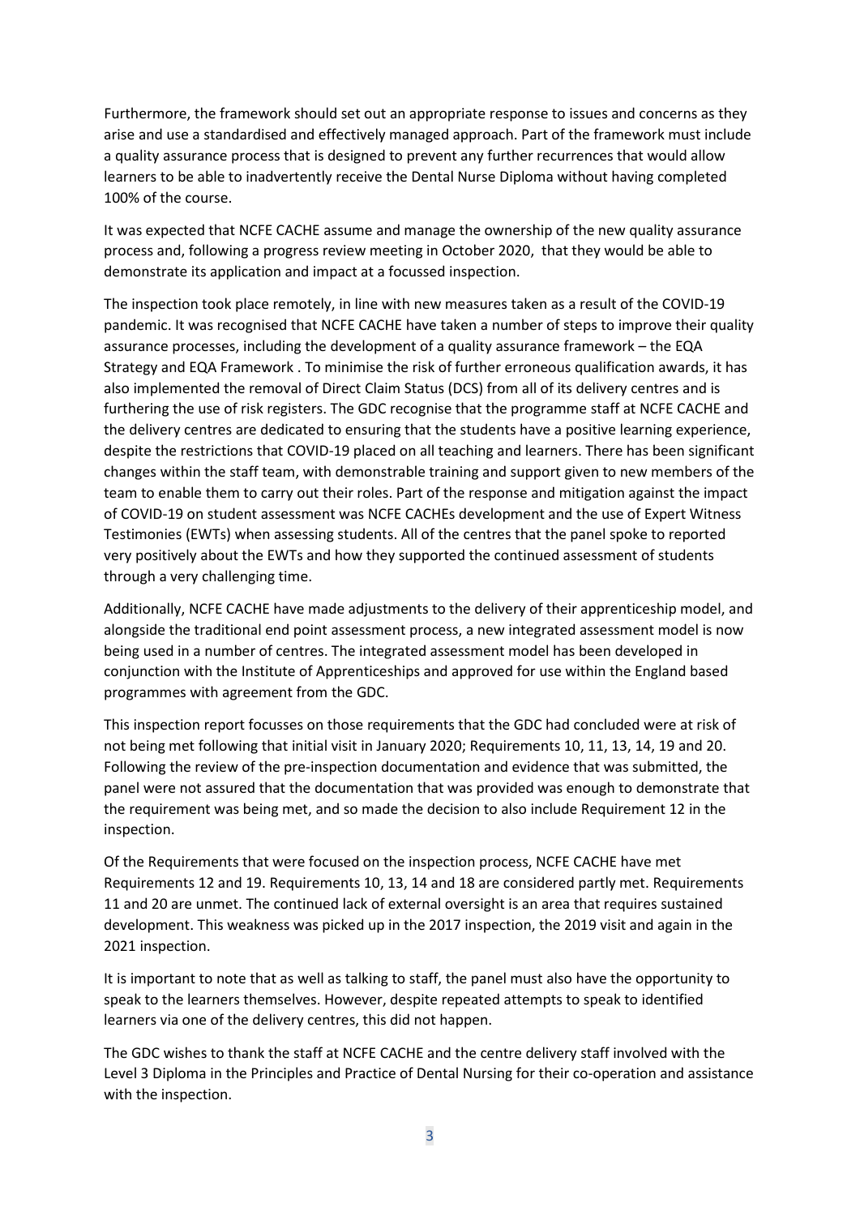Furthermore, the framework should set out an appropriate response to issues and concerns as they arise and use a standardised and effectively managed approach. Part of the framework must include a quality assurance process that is designed to prevent any further recurrences that would allow learners to be able to inadvertently receive the Dental Nurse Diploma without having completed 100% of the course.

It was expected that NCFE CACHE assume and manage the ownership of the new quality assurance process and, following a progress review meeting in October 2020, that they would be able to demonstrate its application and impact at a focussed inspection.

The inspection took place remotely, in line with new measures taken as a result of the COVID-19 pandemic. It was recognised that NCFE CACHE have taken a number of steps to improve their quality assurance processes, including the development of a quality assurance framework – the EQA Strategy and EQA Framework . To minimise the risk of further erroneous qualification awards, it has also implemented the removal of Direct Claim Status (DCS) from all of its delivery centres and is furthering the use of risk registers. The GDC recognise that the programme staff at NCFE CACHE and the delivery centres are dedicated to ensuring that the students have a positive learning experience, despite the restrictions that COVID-19 placed on all teaching and learners. There has been significant changes within the staff team, with demonstrable training and support given to new members of the team to enable them to carry out their roles. Part of the response and mitigation against the impact of COVID-19 on student assessment was NCFE CACHEs development and the use of Expert Witness Testimonies (EWTs) when assessing students. All of the centres that the panel spoke to reported very positively about the EWTs and how they supported the continued assessment of students through a very challenging time.

Additionally, NCFE CACHE have made adjustments to the delivery of their apprenticeship model, and alongside the traditional end point assessment process, a new integrated assessment model is now being used in a number of centres. The integrated assessment model has been developed in conjunction with the Institute of Apprenticeships and approved for use within the England based programmes with agreement from the GDC.

This inspection report focusses on those requirements that the GDC had concluded were at risk of not being met following that initial visit in January 2020; Requirements 10, 11, 13, 14, 19 and 20. Following the review of the pre-inspection documentation and evidence that was submitted, the panel were not assured that the documentation that was provided was enough to demonstrate that the requirement was being met, and so made the decision to also include Requirement 12 in the inspection.

Of the Requirements that were focused on the inspection process, NCFE CACHE have met Requirements 12 and 19. Requirements 10, 13, 14 and 18 are considered partly met. Requirements 11 and 20 are unmet. The continued lack of external oversight is an area that requires sustained development. This weakness was picked up in the 2017 inspection, the 2019 visit and again in the 2021 inspection.

It is important to note that as well as talking to staff, the panel must also have the opportunity to speak to the learners themselves. However, despite repeated attempts to speak to identified learners via one of the delivery centres, this did not happen.

The GDC wishes to thank the staff at NCFE CACHE and the centre delivery staff involved with the Level 3 Diploma in the Principles and Practice of Dental Nursing for their co-operation and assistance with the inspection.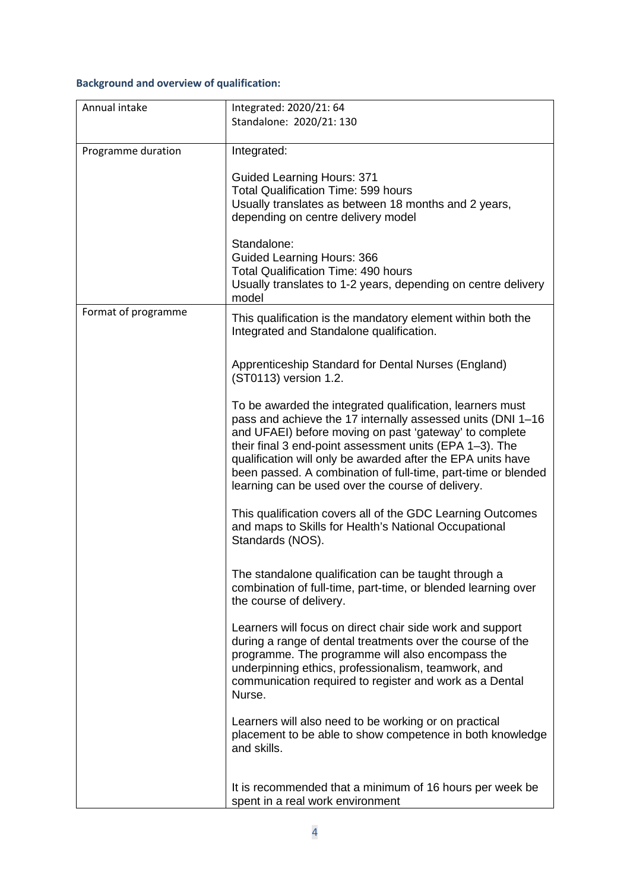### Background and overview of qualification:

| | |
|---|---|
| Annual intake | Integrated: 2020/21: 64<br>Standalone: 2020/21: 130 |
| Programme duration | Integrated:<br><br>Guided Learning Hours: 371<br>Total Qualification Time: 599 hours<br>Usually translates as between 18 months and 2 years, depending on centre delivery model<br><br>Standalone:<br>Guided Learning Hours: 366<br>Total Qualification Time: 490 hours<br>Usually translates to 1-2 years, depending on centre delivery model |
| Format of programme | This qualification is the mandatory element within both the Integrated and Standalone qualification.<br><br>Apprenticeship Standard for Dental Nurses (England) (ST0113) version 1.2.<br><br>To be awarded the integrated qualification, learners must pass and achieve the 17 internally assessed units (DNI 1–16 and UFAEI) before moving on past 'gateway' to complete their final 3 end-point assessment units (EPA 1–3). The qualification will only be awarded after the EPA units have been passed. A combination of full-time, part-time or blended learning can be used over the course of delivery.<br><br>This qualification covers all of the GDC Learning Outcomes and maps to Skills for Health's National Occupational Standards (NOS).<br><br>The standalone qualification can be taught through a combination of full-time, part-time, or blended learning over the course of delivery.<br><br>Learners will focus on direct chair side work and support during a range of dental treatments over the course of the programme. The programme will also encompass the underpinning ethics, professionalism, teamwork, and communication required to register and work as a Dental Nurse.<br><br>Learners will also need to be working or on practical placement to be able to show competence in both knowledge and skills.<br><br>It is recommended that a minimum of 16 hours per week be spent in a real work environment |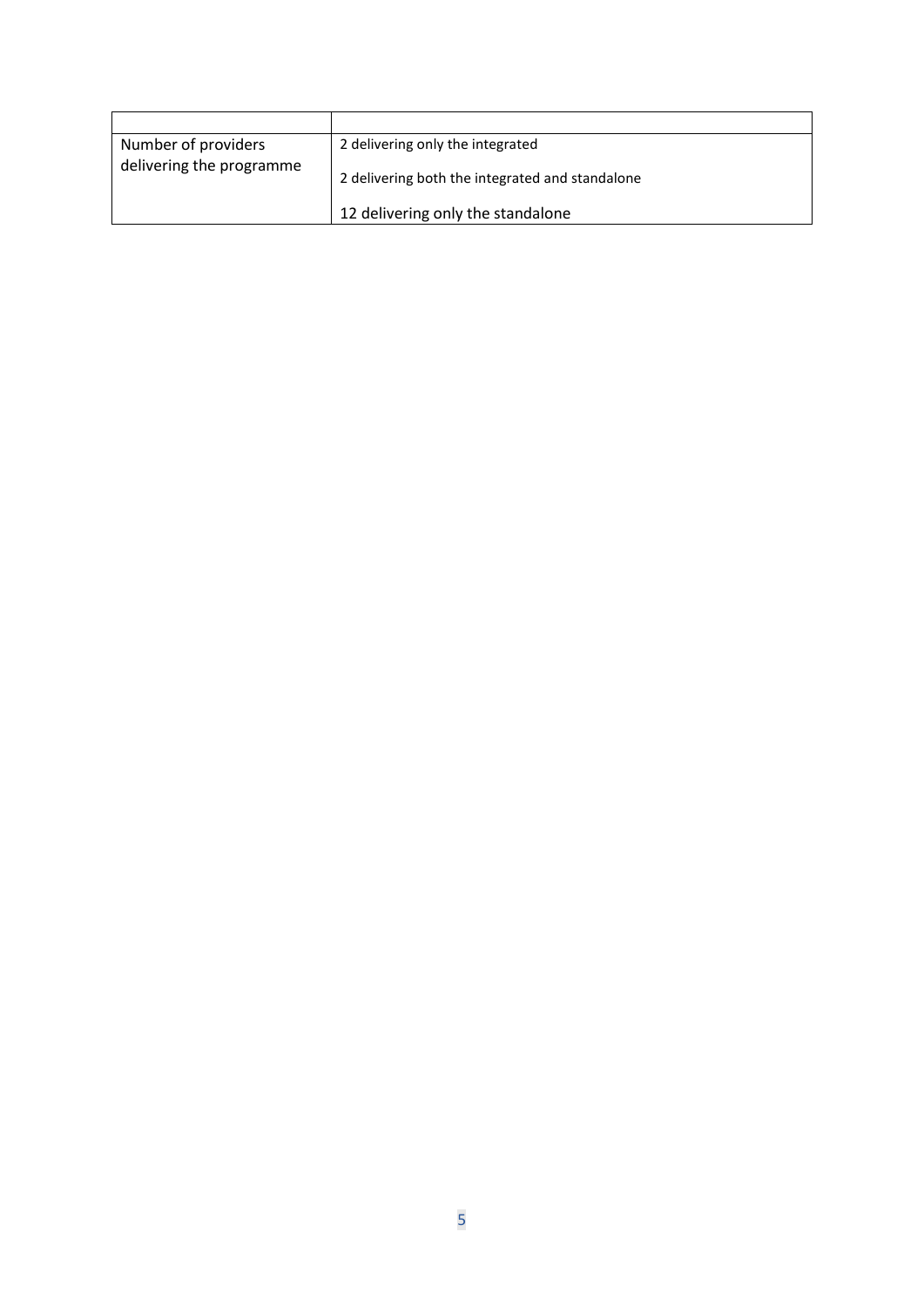| | |
|---|---|
| Number of providers delivering the programme | 2 delivering only the integrated<br><br>2 delivering both the integrated and standalone<br><br>12 delivering only the standalone |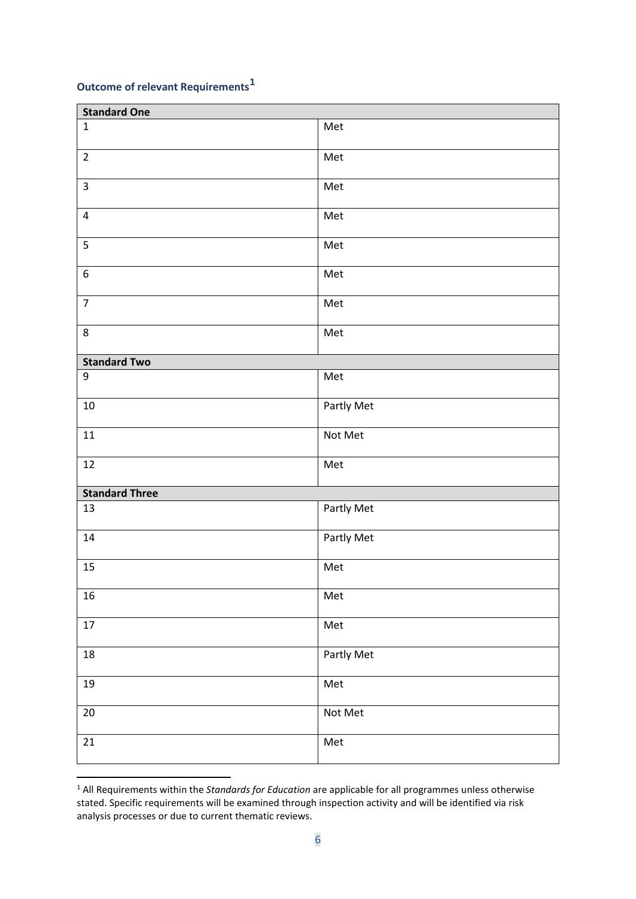### Outcome of relevant Requirements[1]

| Standard One | |
|---|---|
| 1 | Met |
| 2 | Met |
| 3 | Met |
| 4 | Met |
| 5 | Met |
| 6 | Met |
| 7 | Met |
| 8 | Met |
| **Standard Two** | |
| 9 | Met |
| 10 | Partly Met |
| 11 | Not Met |
| 12 | Met |
| **Standard Three** | |
| 13 | Partly Met |
| 14 | Partly Met |
| 15 | Met |
| 16 | Met |
| 17 | Met |
| 18 | Partly Met |
| 19 | Met |
| 20 | Not Met |
| 21 | Met |

[1] All Requirements within the *Standards for Education* are applicable for all programmes unless otherwise stated. Specific requirements will be examined through inspection activity and will be identified via risk analysis processes or due to current thematic reviews.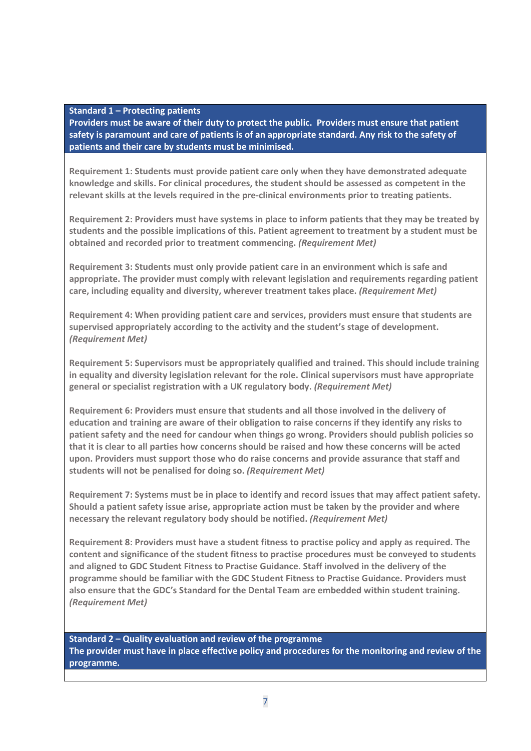**Standard 1 – Protecting patients**

**Providers must be aware of their duty to protect the public. Providers must ensure that patient safety is paramount and care of patients is of an appropriate standard. Any risk to the safety of patients and their care by students must be minimised.**

**Requirement 1: Students must provide patient care only when they have demonstrated adequate knowledge and skills. For clinical procedures, the student should be assessed as competent in the relevant skills at the levels required in the pre-clinical environments prior to treating patients.**

**Requirement 2: Providers must have systems in place to inform patients that they may be treated by students and the possible implications of this. Patient agreement to treatment by a student must be obtained and recorded prior to treatment commencing.** ***(Requirement Met)***

**Requirement 3: Students must only provide patient care in an environment which is safe and appropriate. The provider must comply with relevant legislation and requirements regarding patient care, including equality and diversity, wherever treatment takes place.** ***(Requirement Met)***

**Requirement 4: When providing patient care and services, providers must ensure that students are supervised appropriately according to the activity and the student's stage of development.** ***(Requirement Met)***

**Requirement 5: Supervisors must be appropriately qualified and trained. This should include training in equality and diversity legislation relevant for the role. Clinical supervisors must have appropriate general or specialist registration with a UK regulatory body.** ***(Requirement Met)***

**Requirement 6: Providers must ensure that students and all those involved in the delivery of education and training are aware of their obligation to raise concerns if they identify any risks to patient safety and the need for candour when things go wrong. Providers should publish policies so that it is clear to all parties how concerns should be raised and how these concerns will be acted upon. Providers must support those who do raise concerns and provide assurance that staff and students will not be penalised for doing so.** ***(Requirement Met)***

**Requirement 7: Systems must be in place to identify and record issues that may affect patient safety. Should a patient safety issue arise, appropriate action must be taken by the provider and where necessary the relevant regulatory body should be notified.** ***(Requirement Met)***

**Requirement 8: Providers must have a student fitness to practise policy and apply as required. The content and significance of the student fitness to practise procedures must be conveyed to students and aligned to GDC Student Fitness to Practise Guidance. Staff involved in the delivery of the programme should be familiar with the GDC Student Fitness to Practise Guidance. Providers must also ensure that the GDC's Standard for the Dental Team are embedded within student training.** ***(Requirement Met)***

**Standard 2 – Quality evaluation and review of the programme**

**The provider must have in place effective policy and procedures for the monitoring and review of the programme.**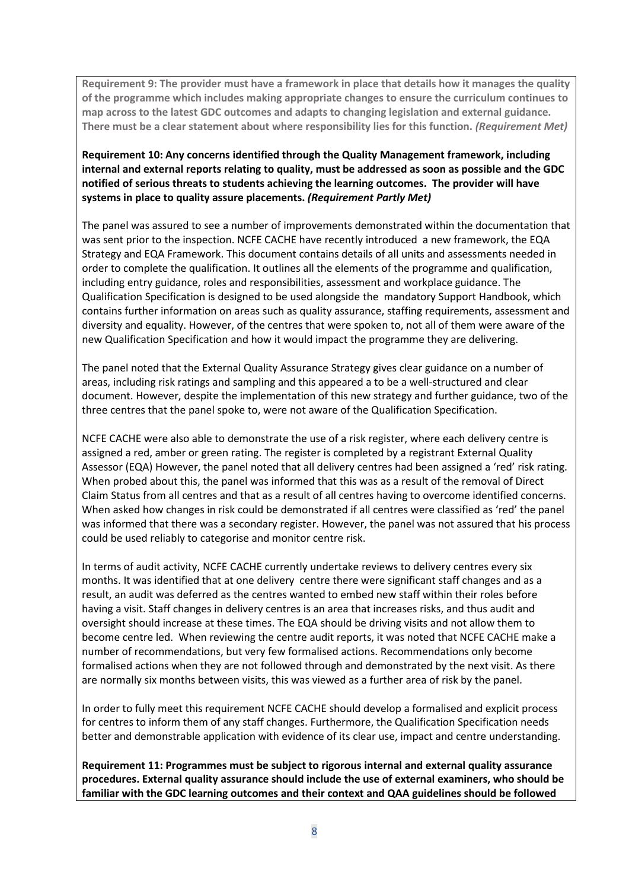**Requirement 9: The provider must have a framework in place that details how it manages the quality of the programme which includes making appropriate changes to ensure the curriculum continues to map across to the latest GDC outcomes and adapts to changing legislation and external guidance. There must be a clear statement about where responsibility lies for this function. *(Requirement Met)***

**Requirement 10: Any concerns identified through the Quality Management framework, including internal and external reports relating to quality, must be addressed as soon as possible and the GDC notified of serious threats to students achieving the learning outcomes. The provider will have systems in place to quality assure placements. *(Requirement Partly Met)***

The panel was assured to see a number of improvements demonstrated within the documentation that was sent prior to the inspection. NCFE CACHE have recently introduced a new framework, the EQA Strategy and EQA Framework. This document contains details of all units and assessments needed in order to complete the qualification. It outlines all the elements of the programme and qualification, including entry guidance, roles and responsibilities, assessment and workplace guidance. The Qualification Specification is designed to be used alongside the mandatory Support Handbook, which contains further information on areas such as quality assurance, staffing requirements, assessment and diversity and equality. However, of the centres that were spoken to, not all of them were aware of the new Qualification Specification and how it would impact the programme they are delivering.

The panel noted that the External Quality Assurance Strategy gives clear guidance on a number of areas, including risk ratings and sampling and this appeared a to be a well-structured and clear document. However, despite the implementation of this new strategy and further guidance, two of the three centres that the panel spoke to, were not aware of the Qualification Specification.

NCFE CACHE were also able to demonstrate the use of a risk register, where each delivery centre is assigned a red, amber or green rating. The register is completed by a registrant External Quality Assessor (EQA) However, the panel noted that all delivery centres had been assigned a 'red' risk rating. When probed about this, the panel was informed that this was as a result of the removal of Direct Claim Status from all centres and that as a result of all centres having to overcome identified concerns. When asked how changes in risk could be demonstrated if all centres were classified as 'red' the panel was informed that there was a secondary register. However, the panel was not assured that his process could be used reliably to categorise and monitor centre risk.

In terms of audit activity, NCFE CACHE currently undertake reviews to delivery centres every six months. It was identified that at one delivery centre there were significant staff changes and as a result, an audit was deferred as the centres wanted to embed new staff within their roles before having a visit. Staff changes in delivery centres is an area that increases risks, and thus audit and oversight should increase at these times. The EQA should be driving visits and not allow them to become centre led. When reviewing the centre audit reports, it was noted that NCFE CACHE make a number of recommendations, but very few formalised actions. Recommendations only become formalised actions when they are not followed through and demonstrated by the next visit. As there are normally six months between visits, this was viewed as a further area of risk by the panel.

In order to fully meet this requirement NCFE CACHE should develop a formalised and explicit process for centres to inform them of any staff changes. Furthermore, the Qualification Specification needs better and demonstrable application with evidence of its clear use, impact and centre understanding.

**Requirement 11: Programmes must be subject to rigorous internal and external quality assurance procedures. External quality assurance should include the use of external examiners, who should be familiar with the GDC learning outcomes and their context and QAA guidelines should be followed**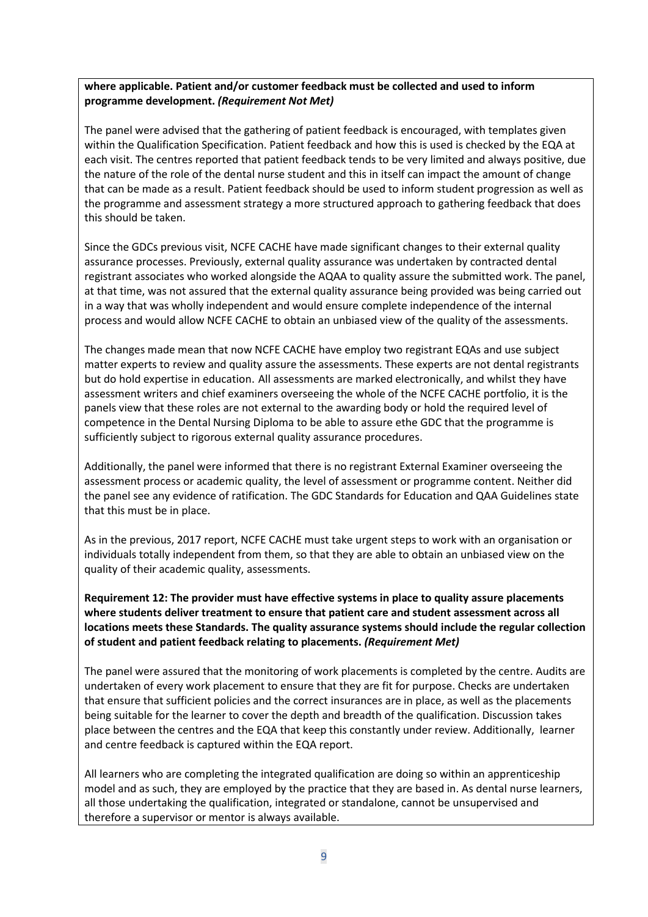**where applicable. Patient and/or customer feedback must be collected and used to inform programme development. *(Requirement Not Met)***

The panel were advised that the gathering of patient feedback is encouraged, with templates given within the Qualification Specification. Patient feedback and how this is used is checked by the EQA at each visit. The centres reported that patient feedback tends to be very limited and always positive, due the nature of the role of the dental nurse student and this in itself can impact the amount of change that can be made as a result. Patient feedback should be used to inform student progression as well as the programme and assessment strategy a more structured approach to gathering feedback that does this should be taken.

Since the GDCs previous visit, NCFE CACHE have made significant changes to their external quality assurance processes. Previously, external quality assurance was undertaken by contracted dental registrant associates who worked alongside the AQAA to quality assure the submitted work. The panel, at that time, was not assured that the external quality assurance being provided was being carried out in a way that was wholly independent and would ensure complete independence of the internal process and would allow NCFE CACHE to obtain an unbiased view of the quality of the assessments.

The changes made mean that now NCFE CACHE have employ two registrant EQAs and use subject matter experts to review and quality assure the assessments. These experts are not dental registrants but do hold expertise in education. All assessments are marked electronically, and whilst they have assessment writers and chief examiners overseeing the whole of the NCFE CACHE portfolio, it is the panels view that these roles are not external to the awarding body or hold the required level of competence in the Dental Nursing Diploma to be able to assure ethe GDC that the programme is sufficiently subject to rigorous external quality assurance procedures.

Additionally, the panel were informed that there is no registrant External Examiner overseeing the assessment process or academic quality, the level of assessment or programme content. Neither did the panel see any evidence of ratification. The GDC Standards for Education and QAA Guidelines state that this must be in place.

As in the previous, 2017 report, NCFE CACHE must take urgent steps to work with an organisation or individuals totally independent from them, so that they are able to obtain an unbiased view on the quality of their academic quality, assessments.

**Requirement 12: The provider must have effective systems in place to quality assure placements where students deliver treatment to ensure that patient care and student assessment across all locations meets these Standards. The quality assurance systems should include the regular collection of student and patient feedback relating to placements. *(Requirement Met)***

The panel were assured that the monitoring of work placements is completed by the centre. Audits are undertaken of every work placement to ensure that they are fit for purpose. Checks are undertaken that ensure that sufficient policies and the correct insurances are in place, as well as the placements being suitable for the learner to cover the depth and breadth of the qualification. Discussion takes place between the centres and the EQA that keep this constantly under review. Additionally, learner and centre feedback is captured within the EQA report.

All learners who are completing the integrated qualification are doing so within an apprenticeship model and as such, they are employed by the practice that they are based in. As dental nurse learners, all those undertaking the qualification, integrated or standalone, cannot be unsupervised and therefore a supervisor or mentor is always available.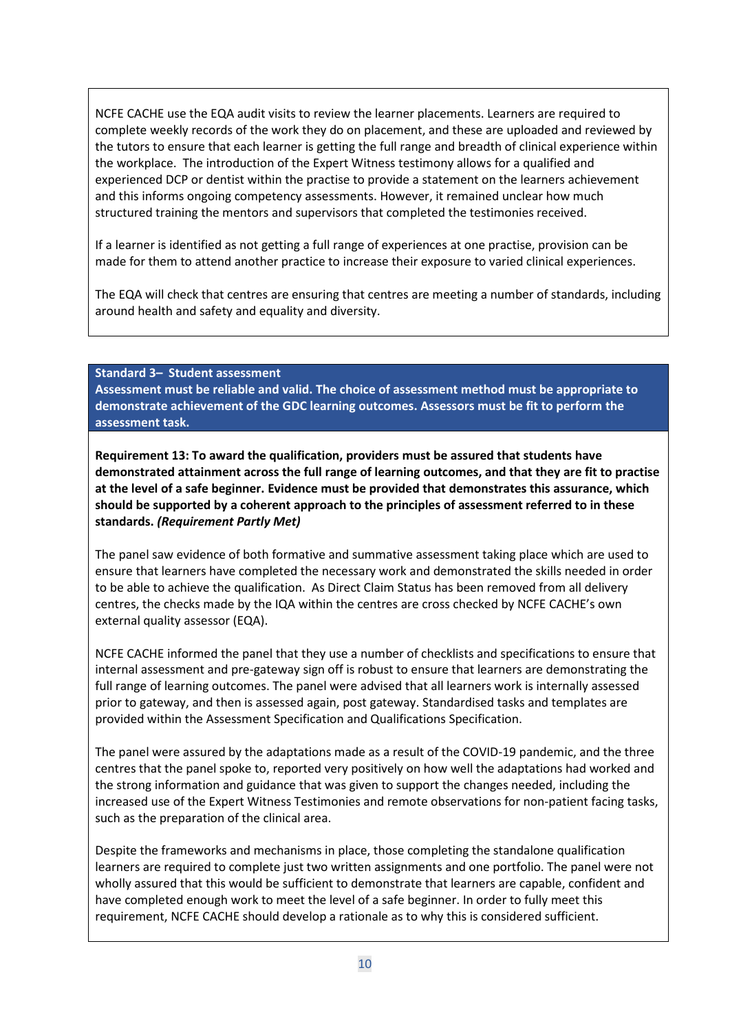NCFE CACHE use the EQA audit visits to review the learner placements. Learners are required to complete weekly records of the work they do on placement, and these are uploaded and reviewed by the tutors to ensure that each learner is getting the full range and breadth of clinical experience within the workplace. The introduction of the Expert Witness testimony allows for a qualified and experienced DCP or dentist within the practise to provide a statement on the learners achievement and this informs ongoing competency assessments. However, it remained unclear how much structured training the mentors and supervisors that completed the testimonies received.

If a learner is identified as not getting a full range of experiences at one practise, provision can be made for them to attend another practice to increase their exposure to varied clinical experiences.

The EQA will check that centres are ensuring that centres are meeting a number of standards, including around health and safety and equality and diversity.

**Standard 3– Student assessment**
**Assessment must be reliable and valid. The choice of assessment method must be appropriate to demonstrate achievement of the GDC learning outcomes. Assessors must be fit to perform the assessment task.**

**Requirement 13: To award the qualification, providers must be assured that students have demonstrated attainment across the full range of learning outcomes, and that they are fit to practise at the level of a safe beginner. Evidence must be provided that demonstrates this assurance, which should be supported by a coherent approach to the principles of assessment referred to in these standards. *(Requirement Partly Met)***

The panel saw evidence of both formative and summative assessment taking place which are used to ensure that learners have completed the necessary work and demonstrated the skills needed in order to be able to achieve the qualification. As Direct Claim Status has been removed from all delivery centres, the checks made by the IQA within the centres are cross checked by NCFE CACHE's own external quality assessor (EQA).

NCFE CACHE informed the panel that they use a number of checklists and specifications to ensure that internal assessment and pre-gateway sign off is robust to ensure that learners are demonstrating the full range of learning outcomes. The panel were advised that all learners work is internally assessed prior to gateway, and then is assessed again, post gateway. Standardised tasks and templates are provided within the Assessment Specification and Qualifications Specification.

The panel were assured by the adaptations made as a result of the COVID-19 pandemic, and the three centres that the panel spoke to, reported very positively on how well the adaptations had worked and the strong information and guidance that was given to support the changes needed, including the increased use of the Expert Witness Testimonies and remote observations for non-patient facing tasks, such as the preparation of the clinical area.

Despite the frameworks and mechanisms in place, those completing the standalone qualification learners are required to complete just two written assignments and one portfolio. The panel were not wholly assured that this would be sufficient to demonstrate that learners are capable, confident and have completed enough work to meet the level of a safe beginner. In order to fully meet this requirement, NCFE CACHE should develop a rationale as to why this is considered sufficient.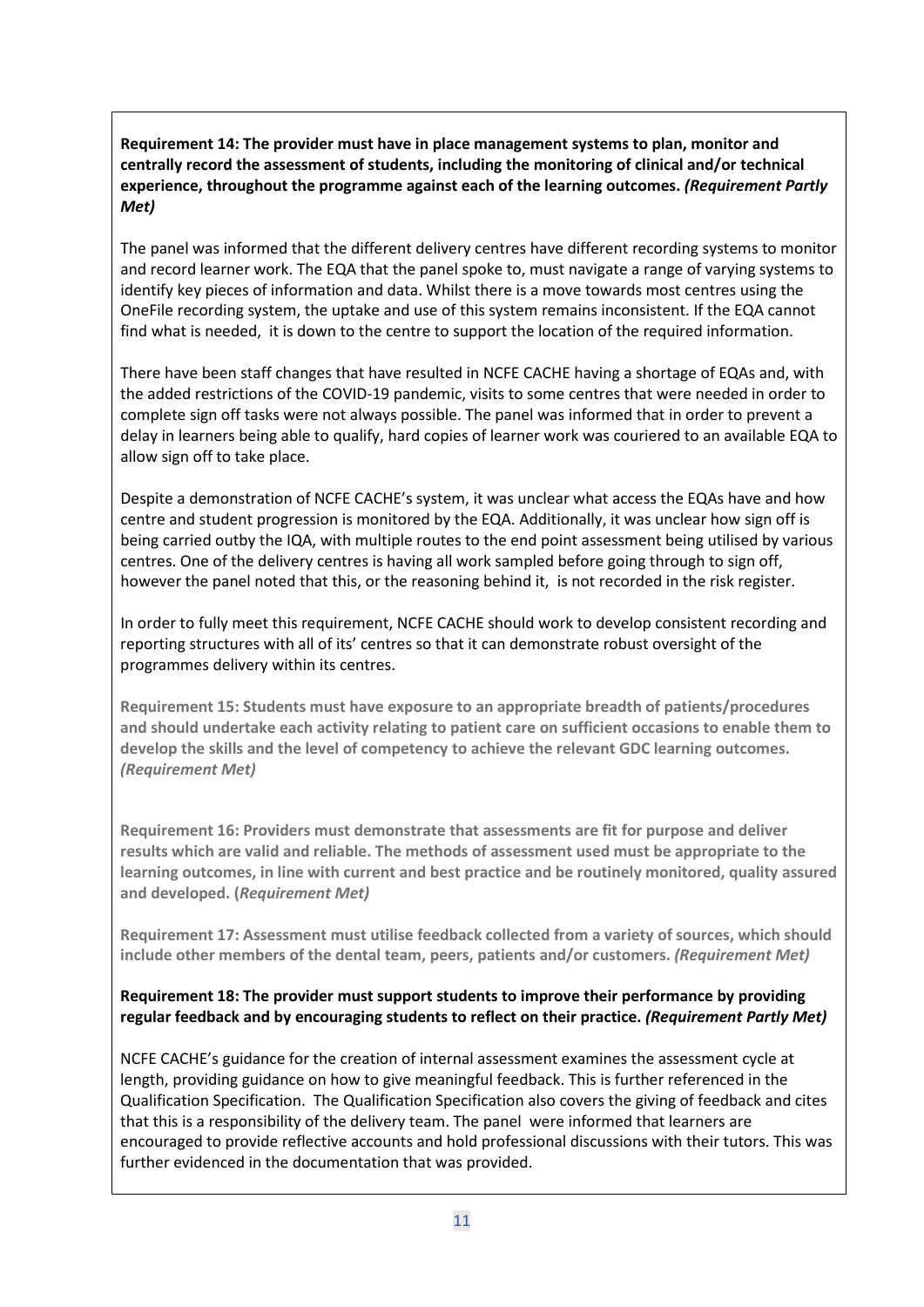**Requirement 14: The provider must have in place management systems to plan, monitor and centrally record the assessment of students, including the monitoring of clinical and/or technical experience, throughout the programme against each of the learning outcomes.** ***(Requirement Partly Met)***

The panel was informed that the different delivery centres have different recording systems to monitor and record learner work. The EQA that the panel spoke to, must navigate a range of varying systems to identify key pieces of information and data. Whilst there is a move towards most centres using the OneFile recording system, the uptake and use of this system remains inconsistent. If the EQA cannot find what is needed, it is down to the centre to support the location of the required information.

There have been staff changes that have resulted in NCFE CACHE having a shortage of EQAs and, with the added restrictions of the COVID-19 pandemic, visits to some centres that were needed in order to complete sign off tasks were not always possible. The panel was informed that in order to prevent a delay in learners being able to qualify, hard copies of learner work was couriered to an available EQA to allow sign off to take place.

Despite a demonstration of NCFE CACHE's system, it was unclear what access the EQAs have and how centre and student progression is monitored by the EQA. Additionally, it was unclear how sign off is being carried outby the IQA, with multiple routes to the end point assessment being utilised by various centres. One of the delivery centres is having all work sampled before going through to sign off, however the panel noted that this, or the reasoning behind it, is not recorded in the risk register.

In order to fully meet this requirement, NCFE CACHE should work to develop consistent recording and reporting structures with all of its' centres so that it can demonstrate robust oversight of the programmes delivery within its centres.

**Requirement 15: Students must have exposure to an appropriate breadth of patients/procedures and should undertake each activity relating to patient care on sufficient occasions to enable them to develop the skills and the level of competency to achieve the relevant GDC learning outcomes.** ***(Requirement Met)***

**Requirement 16: Providers must demonstrate that assessments are fit for purpose and deliver results which are valid and reliable. The methods of assessment used must be appropriate to the learning outcomes, in line with current and best practice and be routinely monitored, quality assured and developed. (*Requirement Met*)**

**Requirement 17: Assessment must utilise feedback collected from a variety of sources, which should include other members of the dental team, peers, patients and/or customers.** ***(Requirement Met)***

**Requirement 18: The provider must support students to improve their performance by providing regular feedback and by encouraging students to reflect on their practice.** ***(Requirement Partly Met)***

NCFE CACHE's guidance for the creation of internal assessment examines the assessment cycle at length, providing guidance on how to give meaningful feedback. This is further referenced in the Qualification Specification. The Qualification Specification also covers the giving of feedback and cites that this is a responsibility of the delivery team. The panel were informed that learners are encouraged to provide reflective accounts and hold professional discussions with their tutors. This was further evidenced in the documentation that was provided.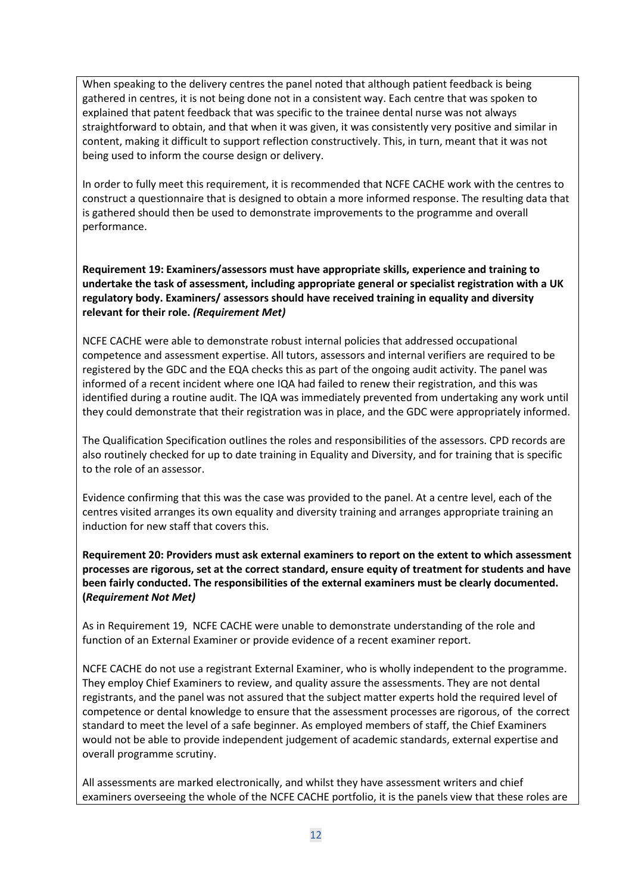When speaking to the delivery centres the panel noted that although patient feedback is being gathered in centres, it is not being done not in a consistent way. Each centre that was spoken to explained that patent feedback that was specific to the trainee dental nurse was not always straightforward to obtain, and that when it was given, it was consistently very positive and similar in content, making it difficult to support reflection constructively. This, in turn, meant that it was not being used to inform the course design or delivery.

In order to fully meet this requirement, it is recommended that NCFE CACHE work with the centres to construct a questionnaire that is designed to obtain a more informed response. The resulting data that is gathered should then be used to demonstrate improvements to the programme and overall performance.

**Requirement 19: Examiners/assessors must have appropriate skills, experience and training to undertake the task of assessment, including appropriate general or specialist registration with a UK regulatory body. Examiners/ assessors should have received training in equality and diversity relevant for their role.** ***(Requirement Met)***

NCFE CACHE were able to demonstrate robust internal policies that addressed occupational competence and assessment expertise. All tutors, assessors and internal verifiers are required to be registered by the GDC and the EQA checks this as part of the ongoing audit activity. The panel was informed of a recent incident where one IQA had failed to renew their registration, and this was identified during a routine audit. The IQA was immediately prevented from undertaking any work until they could demonstrate that their registration was in place, and the GDC were appropriately informed.

The Qualification Specification outlines the roles and responsibilities of the assessors. CPD records are also routinely checked for up to date training in Equality and Diversity, and for training that is specific to the role of an assessor.

Evidence confirming that this was the case was provided to the panel. At a centre level, each of the centres visited arranges its own equality and diversity training and arranges appropriate training an induction for new staff that covers this.

**Requirement 20: Providers must ask external examiners to report on the extent to which assessment processes are rigorous, set at the correct standard, ensure equity of treatment for students and have been fairly conducted. The responsibilities of the external examiners must be clearly documented. (*Requirement Not Met)***

As in Requirement 19, NCFE CACHE were unable to demonstrate understanding of the role and function of an External Examiner or provide evidence of a recent examiner report.

NCFE CACHE do not use a registrant External Examiner, who is wholly independent to the programme. They employ Chief Examiners to review, and quality assure the assessments. They are not dental registrants, and the panel was not assured that the subject matter experts hold the required level of competence or dental knowledge to ensure that the assessment processes are rigorous, of the correct standard to meet the level of a safe beginner. As employed members of staff, the Chief Examiners would not be able to provide independent judgement of academic standards, external expertise and overall programme scrutiny.

All assessments are marked electronically, and whilst they have assessment writers and chief examiners overseeing the whole of the NCFE CACHE portfolio, it is the panels view that these roles are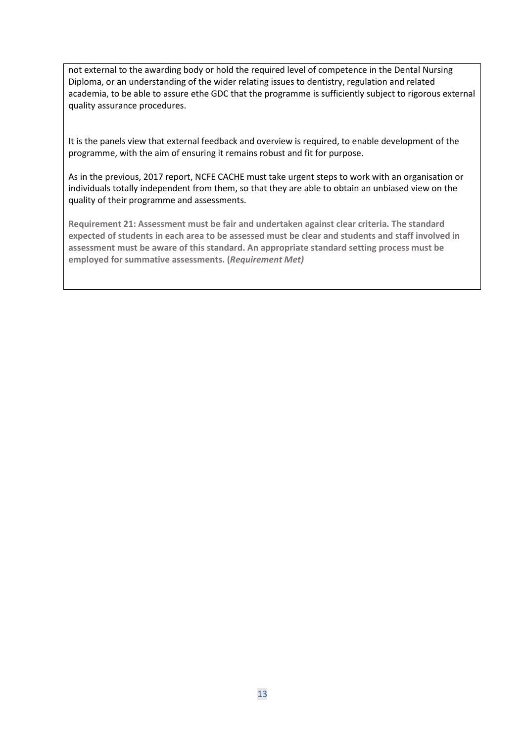not external to the awarding body or hold the required level of competence in the Dental Nursing Diploma, or an understanding of the wider relating issues to dentistry, regulation and related academia, to be able to assure ethe GDC that the programme is sufficiently subject to rigorous external quality assurance procedures.

It is the panels view that external feedback and overview is required, to enable development of the programme, with the aim of ensuring it remains robust and fit for purpose.

As in the previous, 2017 report, NCFE CACHE must take urgent steps to work with an organisation or individuals totally independent from them, so that they are able to obtain an unbiased view on the quality of their programme and assessments.

**Requirement 21: Assessment must be fair and undertaken against clear criteria. The standard expected of students in each area to be assessed must be clear and students and staff involved in assessment must be aware of this standard. An appropriate standard setting process must be employed for summative assessments. (*Requirement Met*)**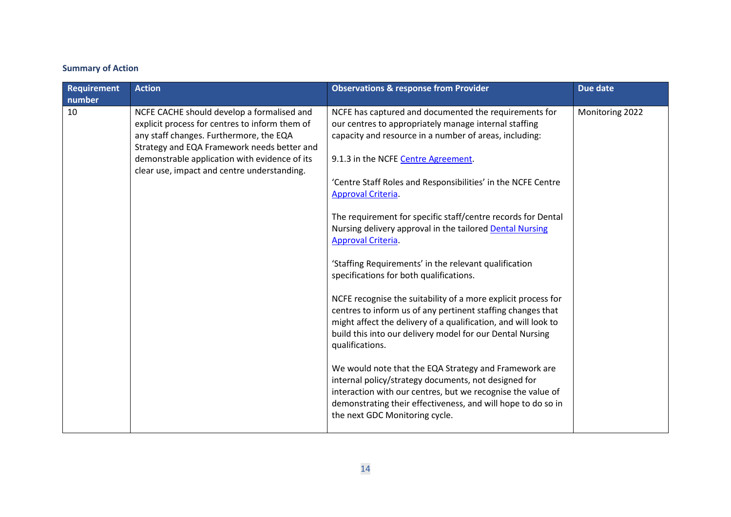**Summary of Action**

| Requirement number | Action | Observations & response from Provider | Due date |
|---|---|---|---|
| 10 | NCFE CACHE should develop a formalised and explicit process for centres to inform them of any staff changes. Furthermore, the EQA Strategy and EQA Framework needs better and demonstrable application with evidence of its clear use, impact and centre understanding. | NCFE has captured and documented the requirements for our centres to appropriately manage internal staffing capacity and resource in a number of areas, including:<br><br>9.1.3 in the NCFE Centre Agreement.<br><br>'Centre Staff Roles and Responsibilities' in the NCFE Centre Approval Criteria.<br><br>The requirement for specific staff/centre records for Dental Nursing delivery approval in the tailored Dental Nursing Approval Criteria.<br><br>'Staffing Requirements' in the relevant qualification specifications for both qualifications.<br><br>NCFE recognise the suitability of a more explicit process for centres to inform us of any pertinent staffing changes that might affect the delivery of a qualification, and will look to build this into our delivery model for our Dental Nursing qualifications.<br><br>We would note that the EQA Strategy and Framework are internal policy/strategy documents, not designed for interaction with our centres, but we recognise the value of demonstrating their effectiveness, and will hope to do so in the next GDC Monitoring cycle. | Monitoring 2022 |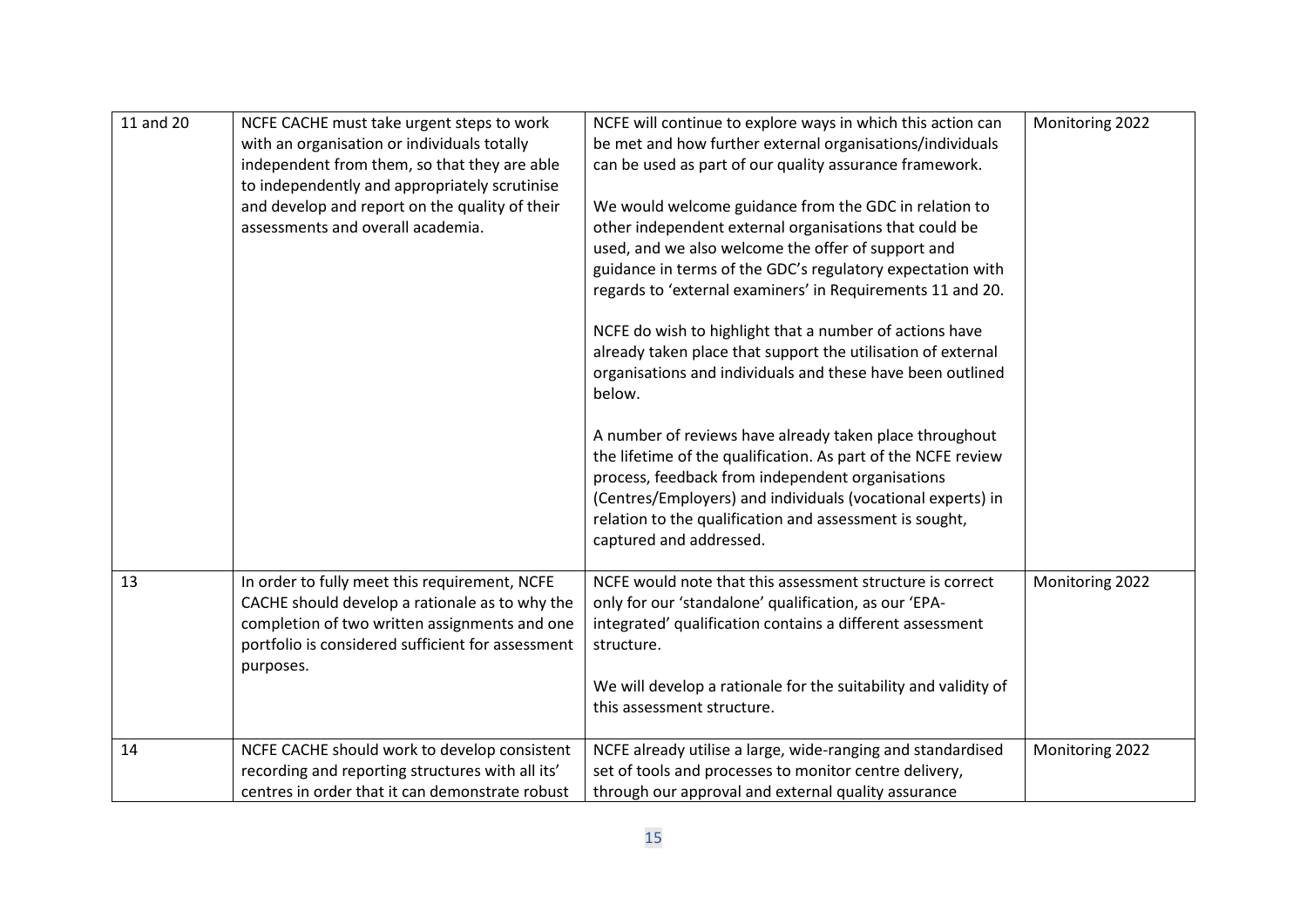| | | | |
|---|---|---|---|
| 11 and 20 | NCFE CACHE must take urgent steps to work with an organisation or individuals totally independent from them, so that they are able to independently and appropriately scrutinise and develop and report on the quality of their assessments and overall academia. | NCFE will continue to explore ways in which this action can be met and how further external organisations/individuals can be used as part of our quality assurance framework.<br><br>We would welcome guidance from the GDC in relation to other independent external organisations that could be used, and we also welcome the offer of support and guidance in terms of the GDC's regulatory expectation with regards to 'external examiners' in Requirements 11 and 20.<br><br>NCFE do wish to highlight that a number of actions have already taken place that support the utilisation of external organisations and individuals and these have been outlined below.<br><br>A number of reviews have already taken place throughout the lifetime of the qualification. As part of the NCFE review process, feedback from independent organisations (Centres/Employers) and individuals (vocational experts) in relation to the qualification and assessment is sought, captured and addressed. | Monitoring 2022 |
| 13 | In order to fully meet this requirement, NCFE CACHE should develop a rationale as to why the completion of two written assignments and one portfolio is considered sufficient for assessment purposes. | NCFE would note that this assessment structure is correct only for our 'standalone' qualification, as our 'EPA-integrated' qualification contains a different assessment structure.<br><br>We will develop a rationale for the suitability and validity of this assessment structure. | Monitoring 2022 |
| 14 | NCFE CACHE should work to develop consistent recording and reporting structures with all its' centres in order that it can demonstrate robust | NCFE already utilise a large, wide-ranging and standardised set of tools and processes to monitor centre delivery, through our approval and external quality assurance | Monitoring 2022 |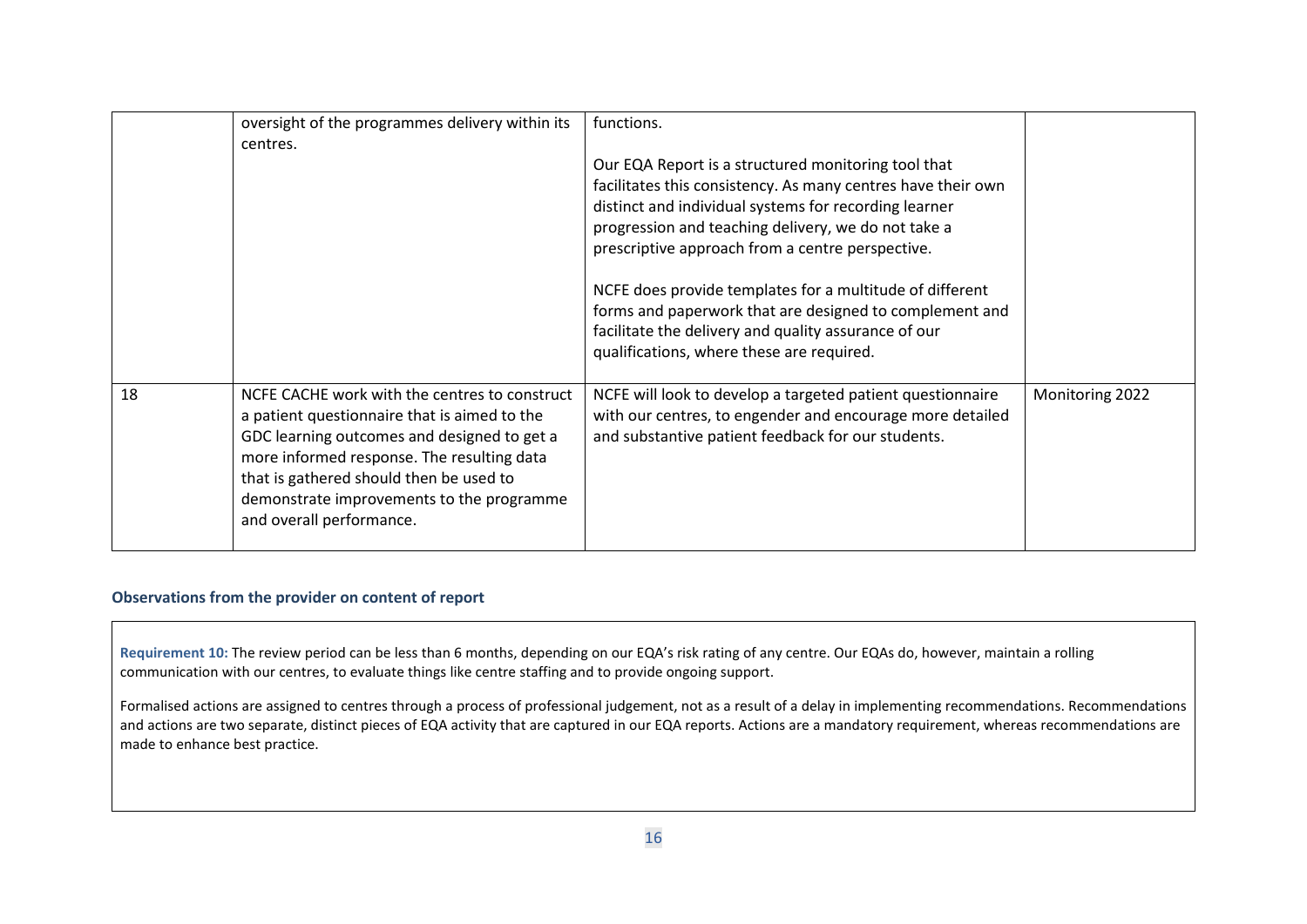| | | | |
|---|---|---|---|
| | oversight of the programmes delivery within its centres. | functions.<br><br>Our EQA Report is a structured monitoring tool that facilitates this consistency. As many centres have their own distinct and individual systems for recording learner progression and teaching delivery, we do not take a prescriptive approach from a centre perspective.<br><br>NCFE does provide templates for a multitude of different forms and paperwork that are designed to complement and facilitate the delivery and quality assurance of our qualifications, where these are required. | |
| 18 | NCFE CACHE work with the centres to construct a patient questionnaire that is aimed to the GDC learning outcomes and designed to get a more informed response. The resulting data that is gathered should then be used to demonstrate improvements to the programme and overall performance. | NCFE will look to develop a targeted patient questionnaire with our centres, to engender and encourage more detailed and substantive patient feedback for our students. | Monitoring 2022 |

### Observations from the provider on content of report

**Requirement 10:** The review period can be less than 6 months, depending on our EQA's risk rating of any centre. Our EQAs do, however, maintain a rolling communication with our centres, to evaluate things like centre staffing and to provide ongoing support.

Formalised actions are assigned to centres through a process of professional judgement, not as a result of a delay in implementing recommendations. Recommendations and actions are two separate, distinct pieces of EQA activity that are captured in our EQA reports. Actions are a mandatory requirement, whereas recommendations are made to enhance best practice.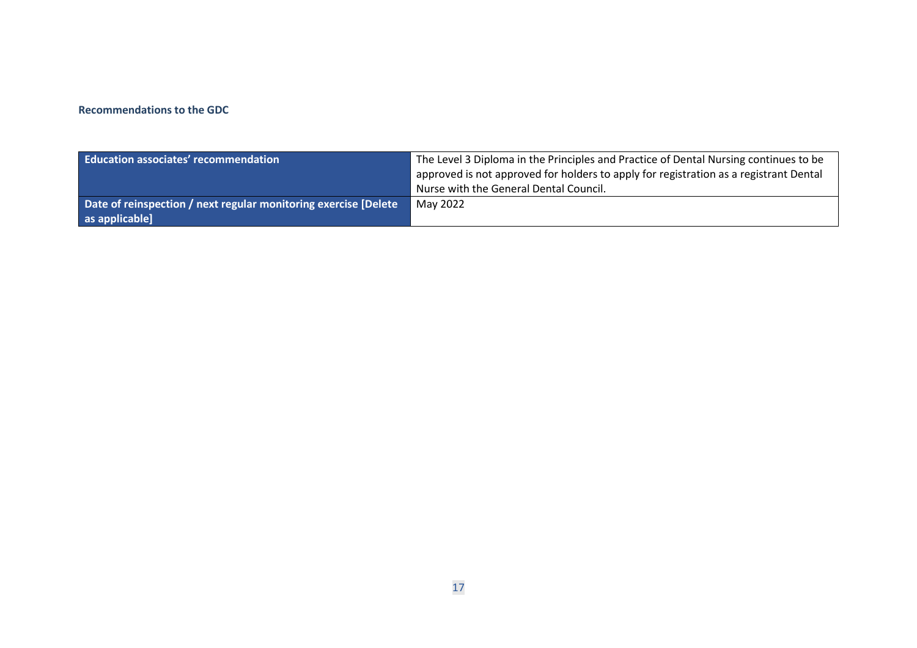**Recommendations to the GDC**

| Education associates' recommendation | The Level 3 Diploma in the Principles and Practice of Dental Nursing continues to be approved is not approved for holders to apply for registration as a registrant Dental Nurse with the General Dental Council. |
|---|---|
| Date of reinspection / next regular monitoring exercise [Delete as applicable] | May 2022 |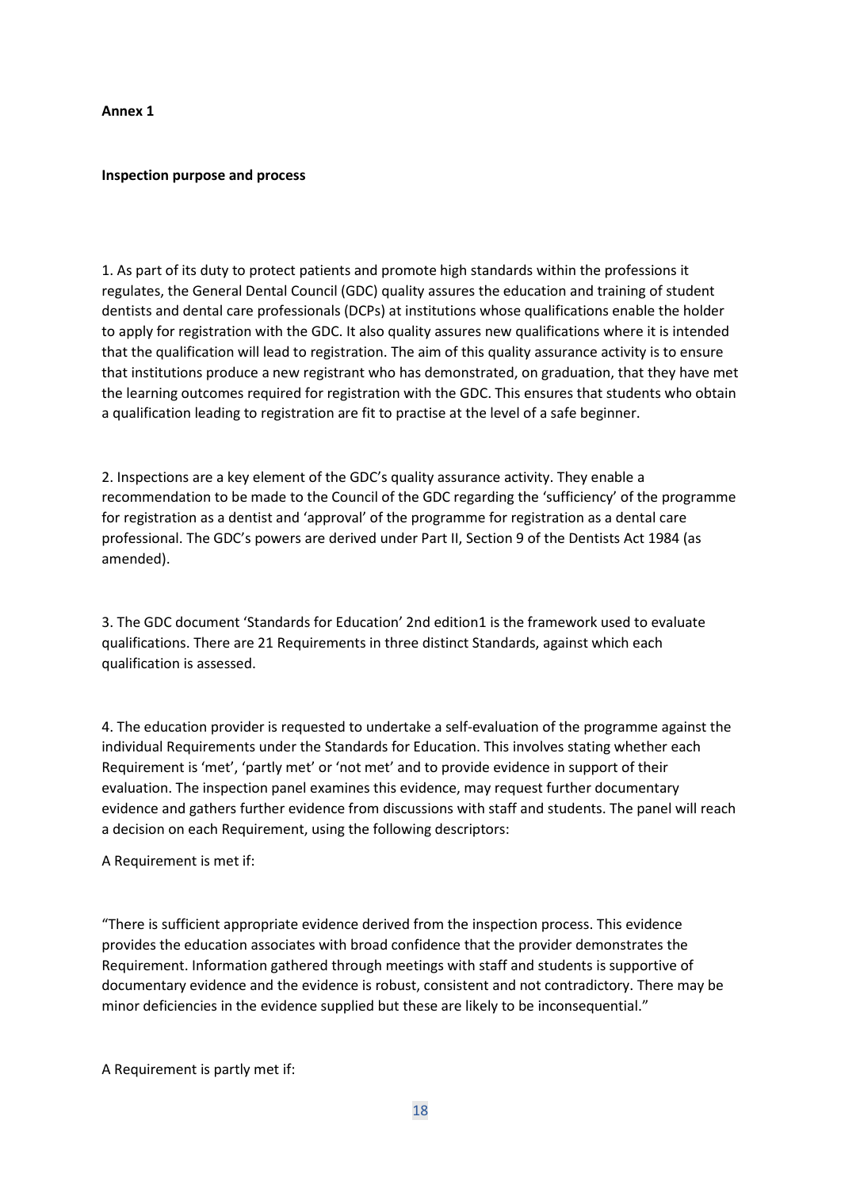**Annex 1**

**Inspection purpose and process**

1. As part of its duty to protect patients and promote high standards within the professions it regulates, the General Dental Council (GDC) quality assures the education and training of student dentists and dental care professionals (DCPs) at institutions whose qualifications enable the holder to apply for registration with the GDC. It also quality assures new qualifications where it is intended that the qualification will lead to registration. The aim of this quality assurance activity is to ensure that institutions produce a new registrant who has demonstrated, on graduation, that they have met the learning outcomes required for registration with the GDC. This ensures that students who obtain a qualification leading to registration are fit to practise at the level of a safe beginner.

2. Inspections are a key element of the GDC's quality assurance activity. They enable a recommendation to be made to the Council of the GDC regarding the 'sufficiency' of the programme for registration as a dentist and 'approval' of the programme for registration as a dental care professional. The GDC's powers are derived under Part II, Section 9 of the Dentists Act 1984 (as amended).

3. The GDC document 'Standards for Education' 2nd edition[1] is the framework used to evaluate qualifications. There are 21 Requirements in three distinct Standards, against which each qualification is assessed.

4. The education provider is requested to undertake a self-evaluation of the programme against the individual Requirements under the Standards for Education. This involves stating whether each Requirement is 'met', 'partly met' or 'not met' and to provide evidence in support of their evaluation. The inspection panel examines this evidence, may request further documentary evidence and gathers further evidence from discussions with staff and students. The panel will reach a decision on each Requirement, using the following descriptors:

A Requirement is met if:

"There is sufficient appropriate evidence derived from the inspection process. This evidence provides the education associates with broad confidence that the provider demonstrates the Requirement. Information gathered through meetings with staff and students is supportive of documentary evidence and the evidence is robust, consistent and not contradictory. There may be minor deficiencies in the evidence supplied but these are likely to be inconsequential."

A Requirement is partly met if: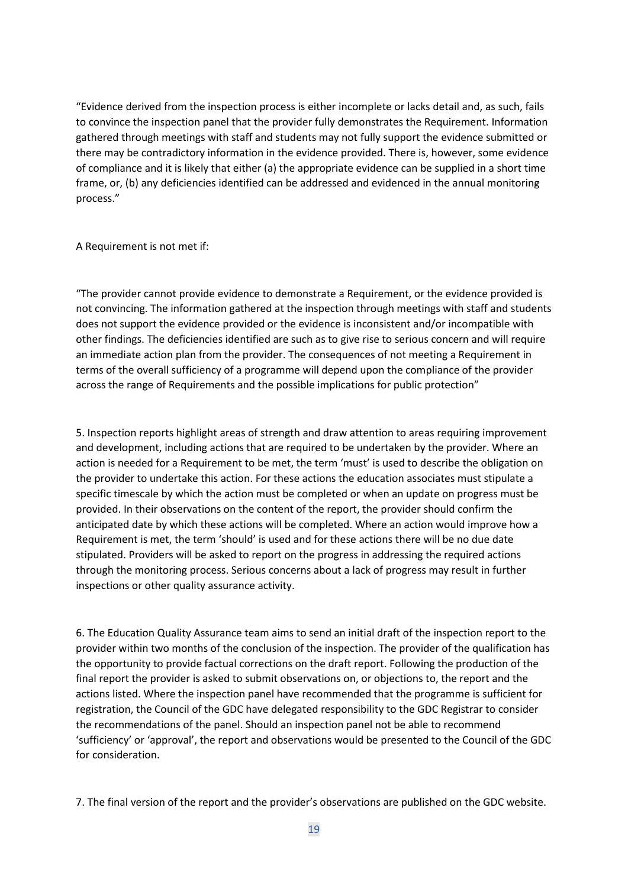"Evidence derived from the inspection process is either incomplete or lacks detail and, as such, fails to convince the inspection panel that the provider fully demonstrates the Requirement. Information gathered through meetings with staff and students may not fully support the evidence submitted or there may be contradictory information in the evidence provided. There is, however, some evidence of compliance and it is likely that either (a) the appropriate evidence can be supplied in a short time frame, or, (b) any deficiencies identified can be addressed and evidenced in the annual monitoring process."

A Requirement is not met if:

"The provider cannot provide evidence to demonstrate a Requirement, or the evidence provided is not convincing. The information gathered at the inspection through meetings with staff and students does not support the evidence provided or the evidence is inconsistent and/or incompatible with other findings. The deficiencies identified are such as to give rise to serious concern and will require an immediate action plan from the provider. The consequences of not meeting a Requirement in terms of the overall sufficiency of a programme will depend upon the compliance of the provider across the range of Requirements and the possible implications for public protection"

5. Inspection reports highlight areas of strength and draw attention to areas requiring improvement and development, including actions that are required to be undertaken by the provider. Where an action is needed for a Requirement to be met, the term 'must' is used to describe the obligation on the provider to undertake this action. For these actions the education associates must stipulate a specific timescale by which the action must be completed or when an update on progress must be provided. In their observations on the content of the report, the provider should confirm the anticipated date by which these actions will be completed. Where an action would improve how a Requirement is met, the term 'should' is used and for these actions there will be no due date stipulated. Providers will be asked to report on the progress in addressing the required actions through the monitoring process. Serious concerns about a lack of progress may result in further inspections or other quality assurance activity.

6. The Education Quality Assurance team aims to send an initial draft of the inspection report to the provider within two months of the conclusion of the inspection. The provider of the qualification has the opportunity to provide factual corrections on the draft report. Following the production of the final report the provider is asked to submit observations on, or objections to, the report and the actions listed. Where the inspection panel have recommended that the programme is sufficient for registration, the Council of the GDC have delegated responsibility to the GDC Registrar to consider the recommendations of the panel. Should an inspection panel not be able to recommend 'sufficiency' or 'approval', the report and observations would be presented to the Council of the GDC for consideration.

7. The final version of the report and the provider's observations are published on the GDC website.